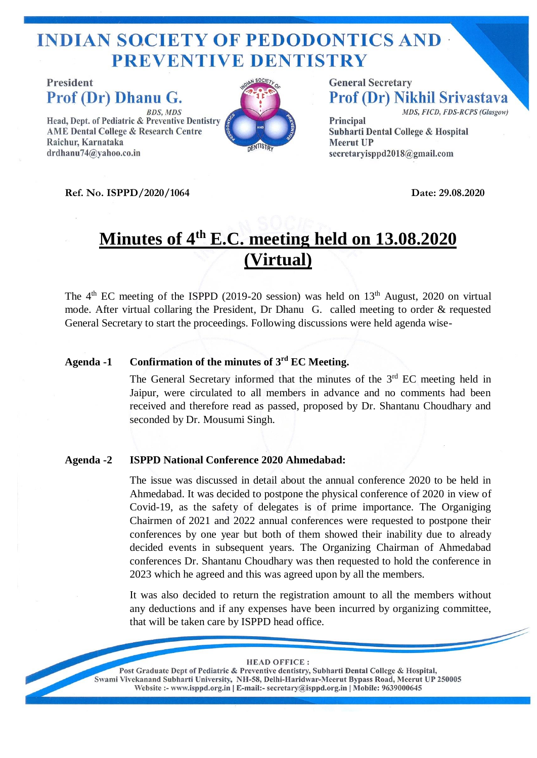# INDIAN SOCIETY OF PEDODONTICS AND PREVENTIVE DENTISTRY

**President**
**Prof (Dr) Dhanu G.**
*BDS, MDS*
Head, Dept. of Pediatric & Preventive Dentistry
AME Dental College & Research Centre
Raichur, Karnataka
drdhanu74@yahoo.co.in

**General Secretary**
**Prof (Dr) Nikhil Srivastava**
*MDS, FICD, FDS-RCPS (Glasgow)*
Principal
Subharti Dental College & Hospital
Meerut UP
secretaryisppd2018@gmail.com

**Ref. No. ISPPD/2020/1064** **Date: 29.08.2020**

## Minutes of 4th E.C. meeting held on 13.08.2020 (Virtual)

The 4th EC meeting of the ISPPD (2019-20 session) was held on 13th August, 2020 on virtual mode. After virtual collaring the President, Dr Dhanu G. called meeting to order & requested General Secretary to start the proceedings. Following discussions were held agenda wise-

**Agenda -1 Confirmation of the minutes of 3rd EC Meeting.**

The General Secretary informed that the minutes of the 3rd EC meeting held in Jaipur, were circulated to all members in advance and no comments had been received and therefore read as passed, proposed by Dr. Shantanu Choudhary and seconded by Dr. Mousumi Singh.

**Agenda -2 ISPPD National Conference 2020 Ahmedabad:**

The issue was discussed in detail about the annual conference 2020 to be held in Ahmedabad. It was decided to postpone the physical conference of 2020 in view of Covid-19, as the safety of delegates is of prime importance. The Organiging Chairmen of 2021 and 2022 annual conferences were requested to postpone their conferences by one year but both of them showed their inability due to already decided events in subsequent years. The Organizing Chairman of Ahmedabad conferences Dr. Shantanu Choudhary was then requested to hold the conference in 2023 which he agreed and this was agreed upon by all the members.

It was also decided to return the registration amount to all the members without any deductions and if any expenses have been incurred by organizing committee, that will be taken care by ISPPD head office.

**HEAD OFFICE :**
Post Graduate Dept of Pediatric & Preventive dentistry, Subharti Dental College & Hospital,
Swami Vivekanand Subharti University, NH-58, Delhi-Haridwar-Meerut Bypass Road, Meerut UP 250005
Website :- www.isppd.org.in | E-mail:- secretary@isppd.org.in | Mobile: 9639000645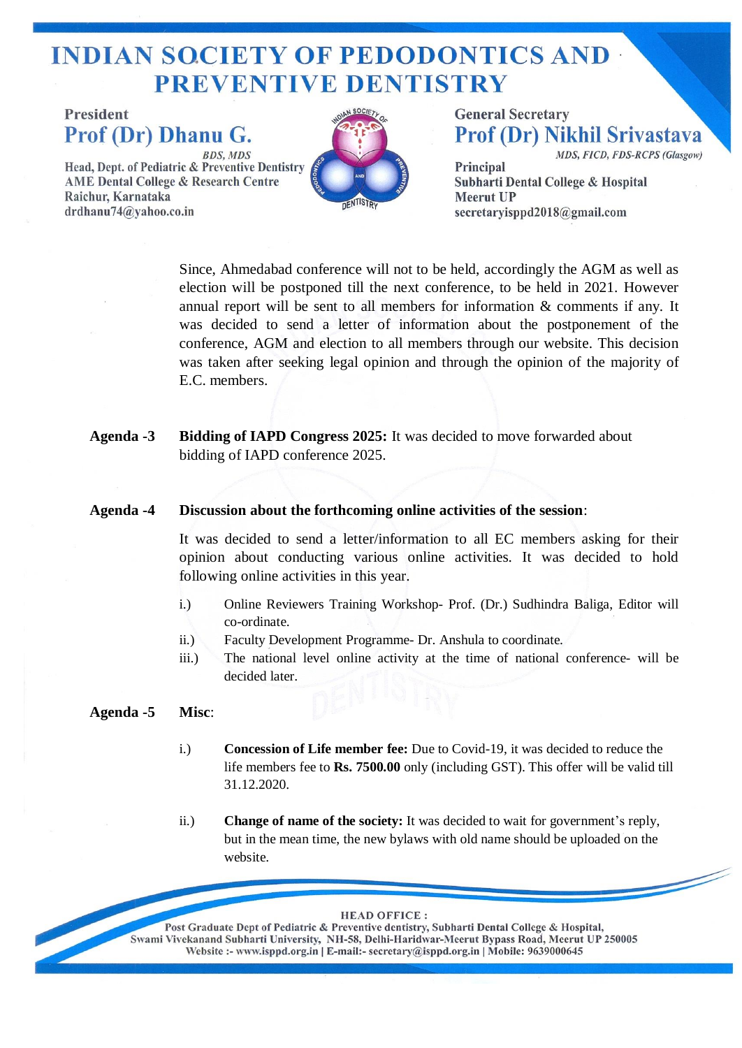Since, Ahmedabad conference will not to be held, accordingly the AGM as well as election will be postponed till the next conference, to be held in 2021. However annual report will be sent to all members for information & comments if any. It was decided to send a letter of information about the postponement of the conference, AGM and election to all members through our website. This decision was taken after seeking legal opinion and through the opinion of the majority of E.C. members.

**Agenda -3** **Bidding of IAPD Congress 2025:** It was decided to move forwarded about bidding of IAPD conference 2025.

**Agenda -4** **Discussion about the forthcoming online activities of the session**:

It was decided to send a letter/information to all EC members asking for their opinion about conducting various online activities. It was decided to hold following online activities in this year.

i.) Online Reviewers Training Workshop- Prof. (Dr.) Sudhindra Baliga, Editor will co-ordinate.

ii.) Faculty Development Programme- Dr. Anshula to coordinate.

iii.) The national level online activity at the time of national conference- will be decided later.

**Agenda -5** **Misc**:

i.) **Concession of Life member fee:** Due to Covid-19, it was decided to reduce the life members fee to **Rs. 7500.00** only (including GST). This offer will be valid till 31.12.2020.

ii.) **Change of name of the society:** It was decided to wait for government's reply, but in the mean time, the new bylaws with old name should be uploaded on the website.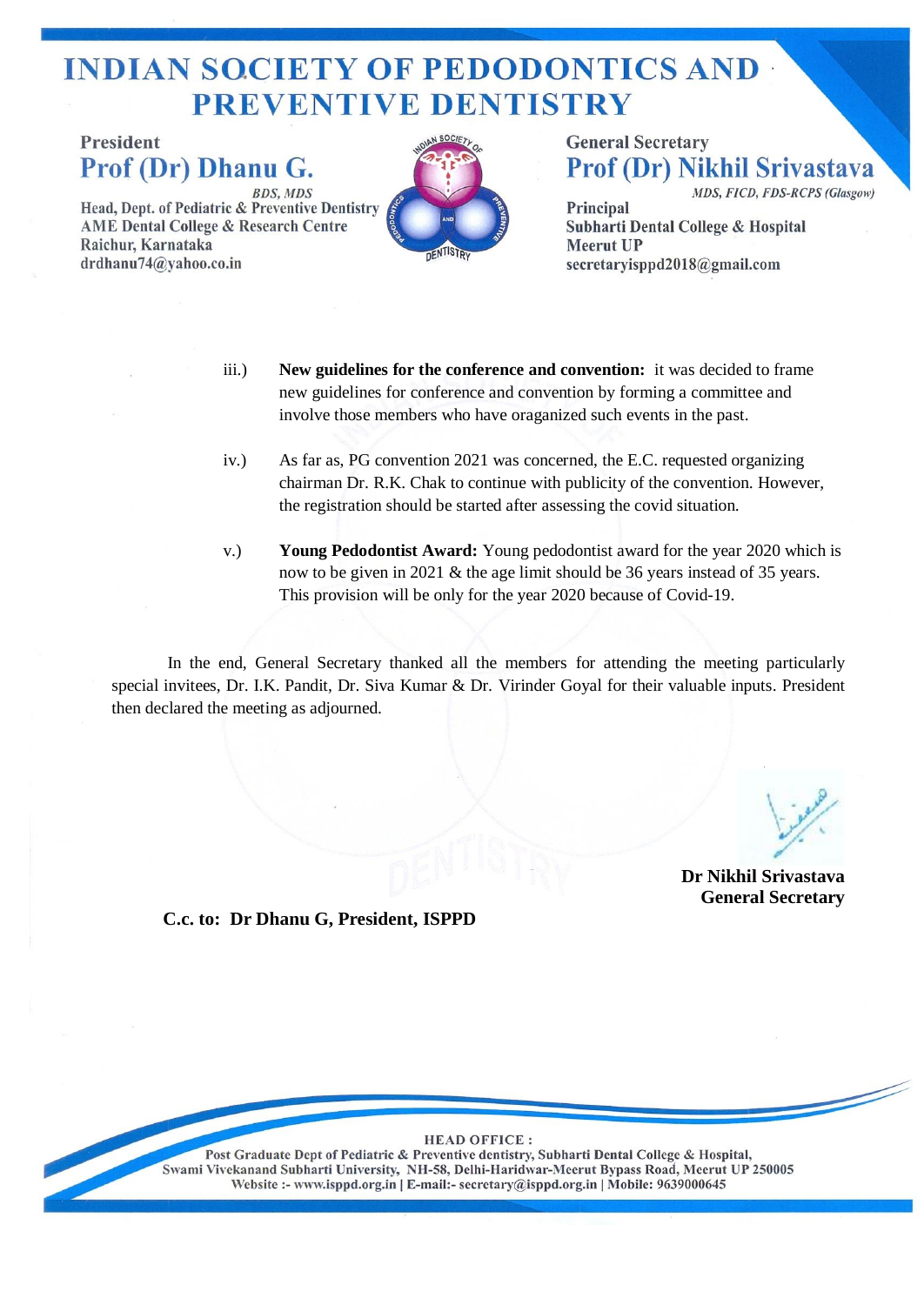# INDIAN SOCIETY OF PEDODONTICS AND PREVENTIVE DENTISTRY

**President**
**Prof (Dr) Dhanu G.**
*BDS, MDS*
Head, Dept. of Pediatric & Preventive Dentistry
AME Dental College & Research Centre
Raichur, Karnataka
drdhanu74@yahoo.co.in

**General Secretary**
**Prof (Dr) Nikhil Srivastava**
*MDS, FICD, FDS-RCPS (Glasgow)*
Principal
Subharti Dental College & Hospital
Meerut UP
secretaryisppd2018@gmail.com

iii.) **New guidelines for the conference and convention:** it was decided to frame new guidelines for conference and convention by forming a committee and involve those members who have oraganized such events in the past.

iv.) As far as, PG convention 2021 was concerned, the E.C. requested organizing chairman Dr. R.K. Chak to continue with publicity of the convention. However, the registration should be started after assessing the covid situation.

v.) **Young Pedodontist Award:** Young pedodontist award for the year 2020 which is now to be given in 2021 & the age limit should be 36 years instead of 35 years. This provision will be only for the year 2020 because of Covid-19.

In the end, General Secretary thanked all the members for attending the meeting particularly special invitees, Dr. I.K. Pandit, Dr. Siva Kumar & Dr. Virinder Goyal for their valuable inputs. President then declared the meeting as adjourned.

**Dr Nikhil Srivastava**
**General Secretary**

**C.c. to: Dr Dhanu G, President, ISPPD**

HEAD OFFICE :
Post Graduate Dept of Pediatric & Preventive dentistry, Subharti Dental College & Hospital,
Swami Vivekanand Subharti University, NH-58, Delhi-Haridwar-Meerut Bypass Road, Meerut UP 250005
Website :- www.isppd.org.in | E-mail:- secretary@isppd.org.in | Mobile: 9639000645